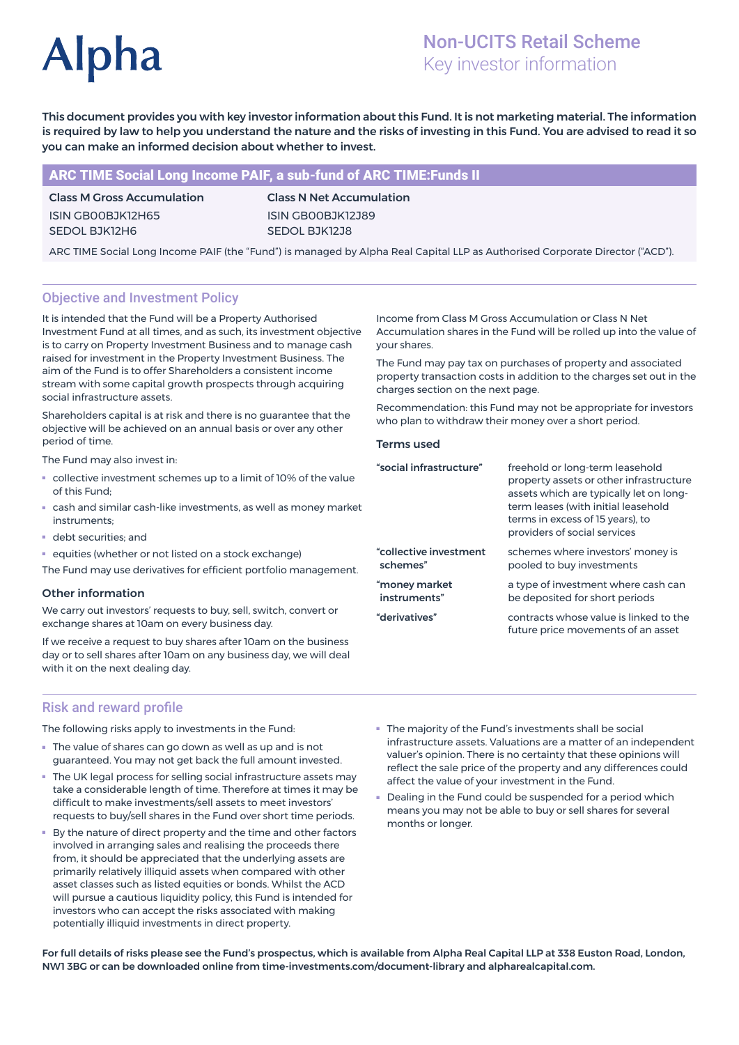# Alpha

## Non-UCITS Retail Scheme
Key investor information

**This document provides you with key investor information about this Fund. It is not marketing material. The information is required by law to help you understand the nature and the risks of investing in this Fund. You are advised to read it so you can make an informed decision about whether to invest.**

## ARC TIME Social Long Income PAIF, a sub-fund of ARC TIME:Funds II

| **Class M Gross Accumulation** | **Class N Net Accumulation** |
|---|---|
| ISIN GB00BJK12H65 | ISIN GB00BJK12J89 |
| SEDOL BJK12H6 | SEDOL BJK12J8 |

ARC TIME Social Long Income PAIF (the "Fund") is managed by Alpha Real Capital LLP as Authorised Corporate Director ("ACD").

## Objective and Investment Policy

It is intended that the Fund will be a Property Authorised Investment Fund at all times, and as such, its investment objective is to carry on Property Investment Business and to manage cash raised for investment in the Property Investment Business. The aim of the Fund is to offer Shareholders a consistent income stream with some capital growth prospects through acquiring social infrastructure assets.

Shareholders capital is at risk and there is no guarantee that the objective will be achieved on an annual basis or over any other period of time.

The Fund may also invest in:

- collective investment schemes up to a limit of 10% of the value of this Fund;
- cash and similar cash-like investments, as well as money market instruments;
- debt securities; and
- equities (whether or not listed on a stock exchange)

The Fund may use derivatives for efficient portfolio management.

### Other information

We carry out investors' requests to buy, sell, switch, convert or exchange shares at 10am on every business day.

If we receive a request to buy shares after 10am on the business day or to sell shares after 10am on any business day, we will deal with it on the next dealing day.

Income from Class M Gross Accumulation or Class N Net Accumulation shares in the Fund will be rolled up into the value of your shares.

The Fund may pay tax on purchases of property and associated property transaction costs in addition to the charges set out in the charges section on the next page.

Recommendation: this Fund may not be appropriate for investors who plan to withdraw their money over a short period.

### Terms used

| | |
|---|---|
| **"social infrastructure"** | freehold or long-term leasehold property assets or other infrastructure assets which are typically let on long-term leases (with initial leasehold terms in excess of 15 years), to providers of social services |
| **"collective investment schemes"** | schemes where investors' money is pooled to buy investments |
| **"money market instruments"** | a type of investment where cash can be deposited for short periods |
| **"derivatives"** | contracts whose value is linked to the future price movements of an asset |

## Risk and reward profile

The following risks apply to investments in the Fund:

- The value of shares can go down as well as up and is not guaranteed. You may not get back the full amount invested.
- The UK legal process for selling social infrastructure assets may take a considerable length of time. Therefore at times it may be difficult to make investments/sell assets to meet investors' requests to buy/sell shares in the Fund over short time periods.
- By the nature of direct property and the time and other factors involved in arranging sales and realising the proceeds there from, it should be appreciated that the underlying assets are primarily relatively illiquid assets when compared with other asset classes such as listed equities or bonds. Whilst the ACD will pursue a cautious liquidity policy, this Fund is intended for investors who can accept the risks associated with making potentially illiquid investments in direct property.
- The majority of the Fund's investments shall be social infrastructure assets. Valuations are a matter of an independent valuer's opinion. There is no certainty that these opinions will reflect the sale price of the property and any differences could affect the value of your investment in the Fund.
- Dealing in the Fund could be suspended for a period which means you may not be able to buy or sell shares for several months or longer.

**For full details of risks please see the Fund's prospectus, which is available from Alpha Real Capital LLP at 338 Euston Road, London, NW1 3BG or can be downloaded online from time-investments.com/document-library and alpharealcapital.com.**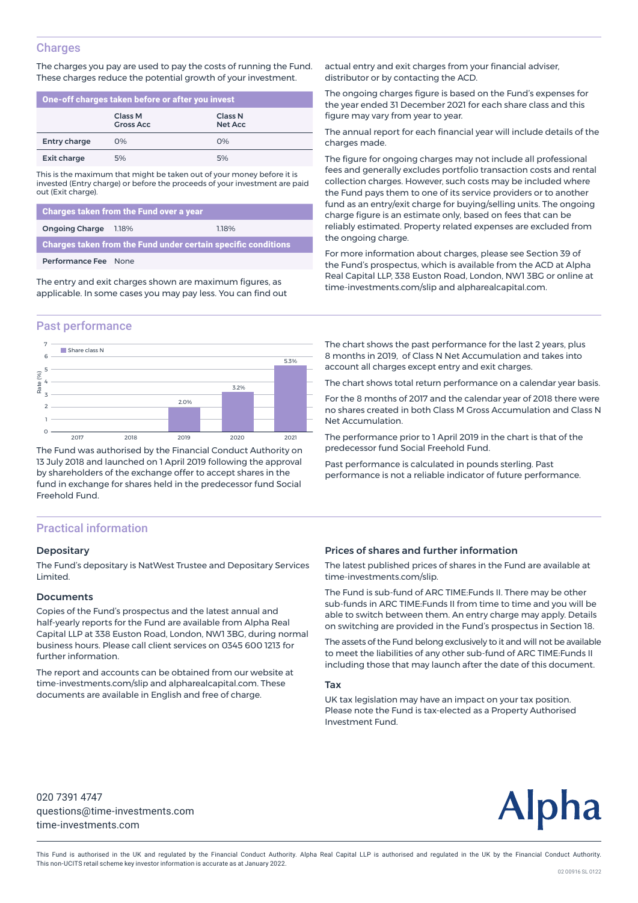## Charges

The charges you pay are used to pay the costs of running the Fund. These charges reduce the potential growth of your investment.

| One-off charges taken before or after you invest | | |
|---|---|---|
| | Class M Gross Acc | Class N Net Acc |
| Entry charge | 0% | 0% |
| Exit charge | 5% | 5% |

This is the maximum that might be taken out of your money before it is invested (Entry charge) or before the proceeds of your investment are paid out (Exit charge).

| Charges taken from the Fund over a year | | |
|---|---|---|
| Ongoing Charge | 1.18% | 1.18% |
| **Charges taken from the Fund under certain specific conditions** | | |
| Performance Fee | None | |

The entry and exit charges shown are maximum figures, as applicable. In some cases you may pay less. You can find out actual entry and exit charges from your financial adviser, distributor or by contacting the ACD.

The ongoing charges figure is based on the Fund's expenses for the year ended 31 December 2021 for each share class and this figure may vary from year to year.

The annual report for each financial year will include details of the charges made.

The figure for ongoing charges may not include all professional fees and generally excludes portfolio transaction costs and rental collection charges. However, such costs may be included where the Fund pays them to one of its service providers or to another fund as an entry/exit charge for buying/selling units. The ongoing charge figure is an estimate only, based on fees that can be reliably estimated. Property related expenses are excluded from the ongoing charge.

For more information about charges, please see Section 39 of the Fund's prospectus, which is available from the ACD at Alpha Real Capital LLP, 338 Euston Road, London, NW1 3BG or online at time-investments.com/slip and alpharealcapital.com.

## Past performance

Share class N

Rate (%)

7
6
5
4
3
2
1
0

2.0%
3.2%
5.3%

2017 2018 2019 2020 2021

The Fund was authorised by the Financial Conduct Authority on 13 July 2018 and launched on 1 April 2019 following the approval by shareholders of the exchange offer to accept shares in the fund in exchange for shares held in the predecessor fund Social Freehold Fund.

The chart shows the past performance for the last 2 years, plus 8 months in 2019, of Class N Net Accumulation and takes into account all charges except entry and exit charges.

The chart shows total return performance on a calendar year basis.

For the 8 months of 2017 and the calendar year of 2018 there were no shares created in both Class M Gross Accumulation and Class N Net Accumulation.

The performance prior to 1 April 2019 in the chart is that of the predecessor fund Social Freehold Fund.

Past performance is calculated in pounds sterling. Past performance is not a reliable indicator of future performance.

## Practical information

### Depositary

The Fund's depositary is NatWest Trustee and Depositary Services Limited.

### Documents

Copies of the Fund's prospectus and the latest annual and half-yearly reports for the Fund are available from Alpha Real Capital LLP at 338 Euston Road, London, NW1 3BG, during normal business hours. Please call client services on 0345 600 1213 for further information.

The report and accounts can be obtained from our website at time-investments.com/slip and alpharealcapital.com. These documents are available in English and free of charge.

### Prices of shares and further information

The latest published prices of shares in the Fund are available at time-investments.com/slip.

The Fund is sub-fund of ARC TIME:Funds II. There may be other sub-funds in ARC TIME:Funds II from time to time and you will be able to switch between them. An entry charge may apply. Details on switching are provided in the Fund's prospectus in Section 18.

The assets of the Fund belong exclusively to it and will not be available to meet the liabilities of any other sub-fund of ARC TIME:Funds II including those that may launch after the date of this document.

### Tax

UK tax legislation may have an impact on your tax position. Please note the Fund is tax-elected as a Property Authorised Investment Fund.

020 7391 4747
questions@time-investments.com
time-investments.com

Alpha

This Fund is authorised in the UK and regulated by the Financial Conduct Authority. Alpha Real Capital LLP is authorised and regulated in the UK by the Financial Conduct Authority. This non-UCITS retail scheme key investor information is accurate as at January 2022.

02 00916 SL 0122